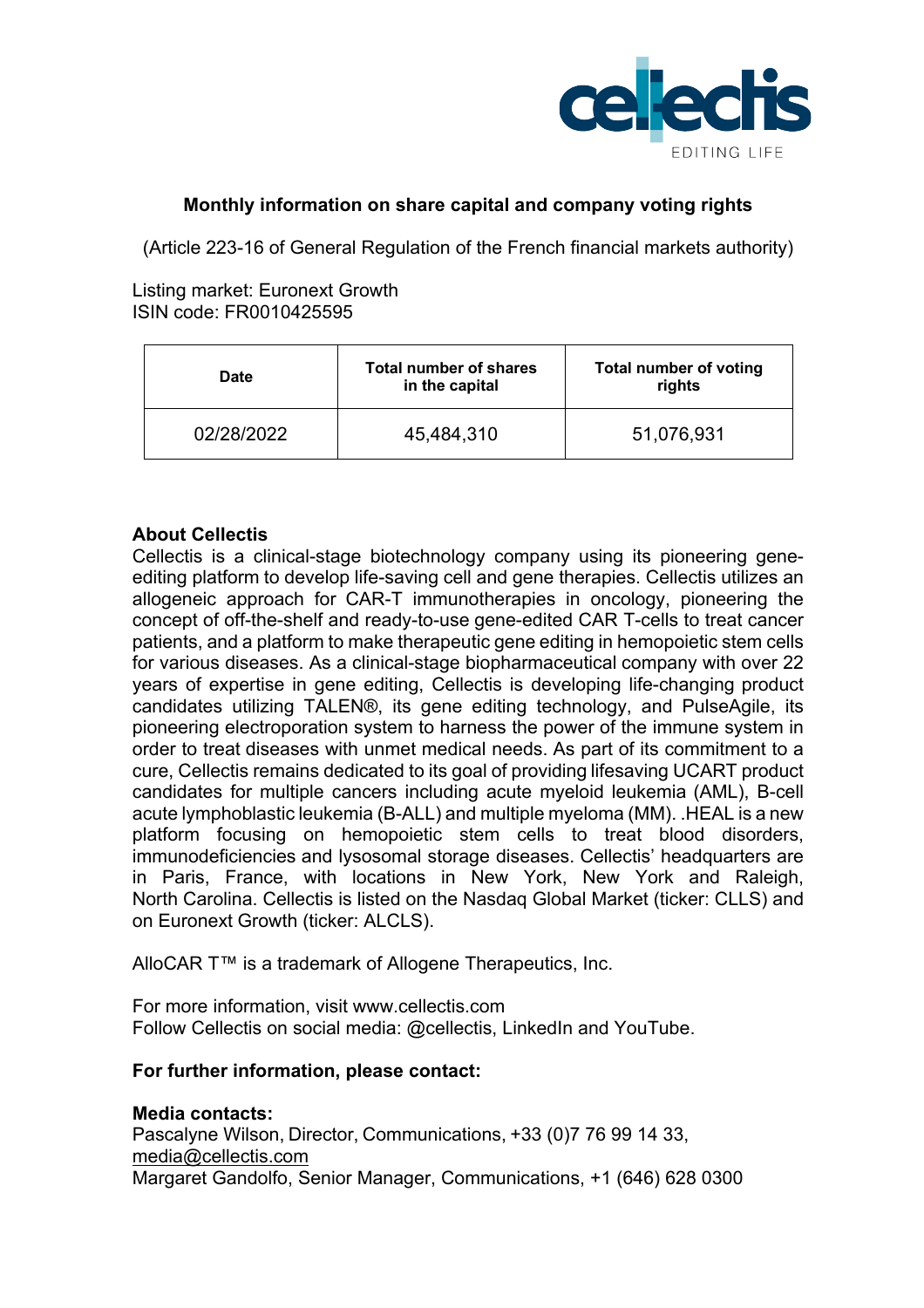## Monthly information on share capital and company voting rights

(Article 223-16 of General Regulation of the French financial markets authority)

Listing market: Euronext Growth
ISIN code: FR0010425595

| Date | Total number of shares in the capital | Total number of voting rights |
|---|---|---|
| 02/28/2022 | 45,484,310 | 51,076,931 |

**About Cellectis**

Cellectis is a clinical-stage biotechnology company using its pioneering gene-editing platform to develop life-saving cell and gene therapies. Cellectis utilizes an allogeneic approach for CAR-T immunotherapies in oncology, pioneering the concept of off-the-shelf and ready-to-use gene-edited CAR T-cells to treat cancer patients, and a platform to make therapeutic gene editing in hemopoietic stem cells for various diseases. As a clinical-stage biopharmaceutical company with over 22 years of expertise in gene editing, Cellectis is developing life-changing product candidates utilizing TALEN®, its gene editing technology, and PulseAgile, its pioneering electroporation system to harness the power of the immune system in order to treat diseases with unmet medical needs. As part of its commitment to a cure, Cellectis remains dedicated to its goal of providing lifesaving UCART product candidates for multiple cancers including acute myeloid leukemia (AML), B-cell acute lymphoblastic leukemia (B-ALL) and multiple myeloma (MM). .HEAL is a new platform focusing on hemopoietic stem cells to treat blood disorders, immunodeficiencies and lysosomal storage diseases. Cellectis' headquarters are in Paris, France, with locations in New York, New York and Raleigh, North Carolina. Cellectis is listed on the Nasdaq Global Market (ticker: CLLS) and on Euronext Growth (ticker: ALCLS).

AlloCAR T™ is a trademark of Allogene Therapeutics, Inc.

For more information, visit www.cellectis.com
Follow Cellectis on social media: @cellectis, LinkedIn and YouTube.

**For further information, please contact:**

**Media contacts:**
Pascalyne Wilson, Director, Communications, +33 (0)7 76 99 14 33, media@cellectis.com
Margaret Gandolfo, Senior Manager, Communications, +1 (646) 628 0300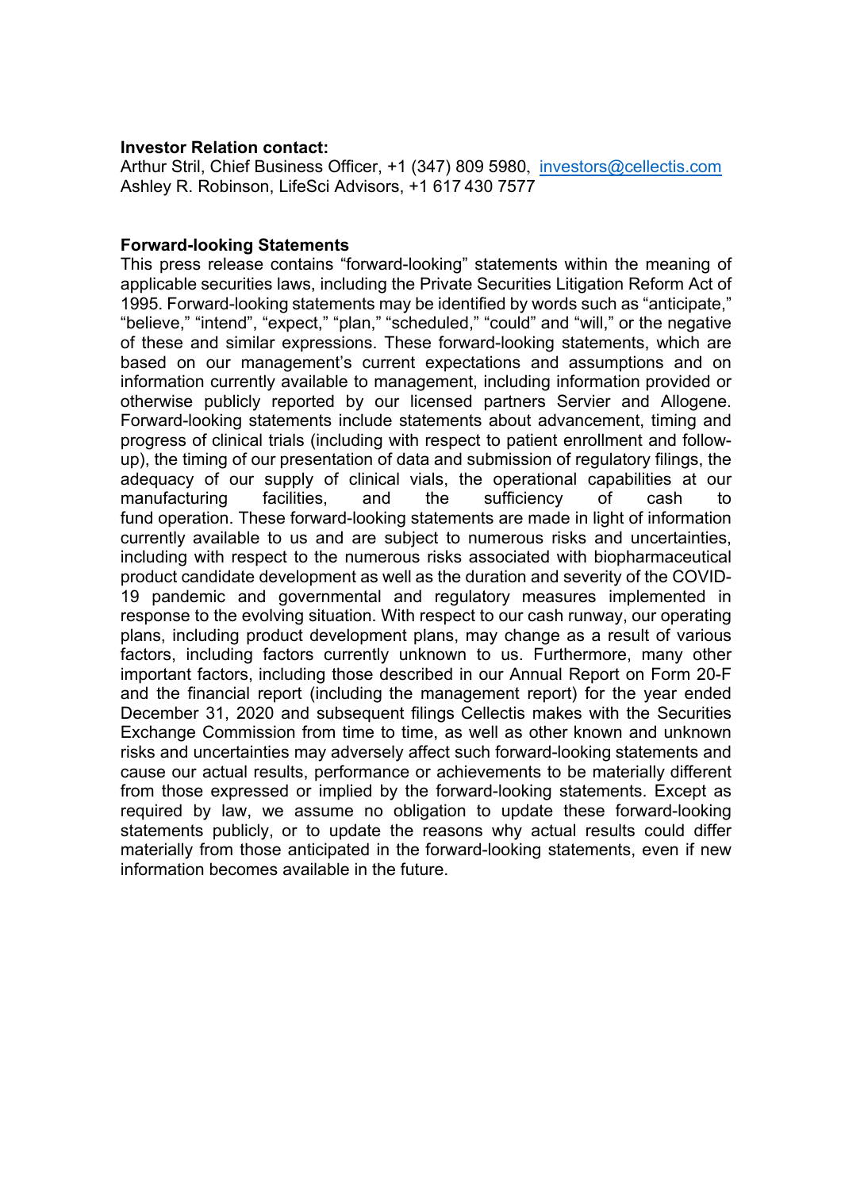**Investor Relation contact:**
Arthur Stril, Chief Business Officer, +1 (347) 809 5980, investors@cellectis.com
Ashley R. Robinson, LifeSci Advisors, +1 617 430 7577

**Forward-looking Statements**
This press release contains "forward-looking" statements within the meaning of applicable securities laws, including the Private Securities Litigation Reform Act of 1995. Forward-looking statements may be identified by words such as "anticipate," "believe," "intend", "expect," "plan," "scheduled," "could" and "will," or the negative of these and similar expressions. These forward-looking statements, which are based on our management's current expectations and assumptions and on information currently available to management, including information provided or otherwise publicly reported by our licensed partners Servier and Allogene. Forward-looking statements include statements about advancement, timing and progress of clinical trials (including with respect to patient enrollment and follow-up), the timing of our presentation of data and submission of regulatory filings, the adequacy of our supply of clinical vials, the operational capabilities at our manufacturing facilities, and the sufficiency of cash to fund operation. These forward-looking statements are made in light of information currently available to us and are subject to numerous risks and uncertainties, including with respect to the numerous risks associated with biopharmaceutical product candidate development as well as the duration and severity of the COVID-19 pandemic and governmental and regulatory measures implemented in response to the evolving situation. With respect to our cash runway, our operating plans, including product development plans, may change as a result of various factors, including factors currently unknown to us. Furthermore, many other important factors, including those described in our Annual Report on Form 20-F and the financial report (including the management report) for the year ended December 31, 2020 and subsequent filings Cellectis makes with the Securities Exchange Commission from time to time, as well as other known and unknown risks and uncertainties may adversely affect such forward-looking statements and cause our actual results, performance or achievements to be materially different from those expressed or implied by the forward-looking statements. Except as required by law, we assume no obligation to update these forward-looking statements publicly, or to update the reasons why actual results could differ materially from those anticipated in the forward-looking statements, even if new information becomes available in the future.